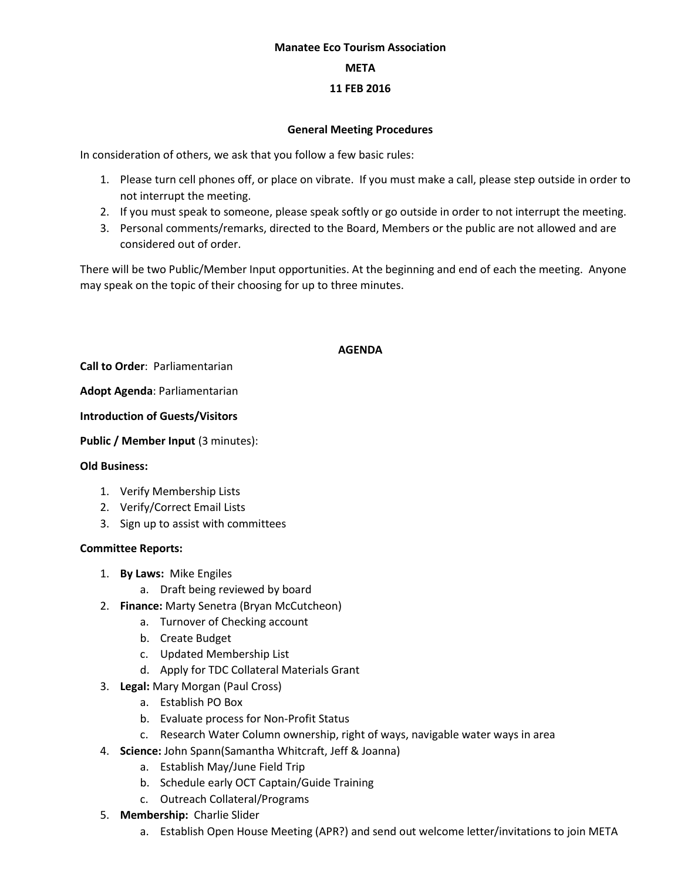# Manatee Eco Tourism Association

## META

## 11 FEB 2016

### General Meeting Procedures

In consideration of others, we ask that you follow a few basic rules:

1. Please turn cell phones off, or place on vibrate. If you must make a call, please step outside in order to not interrupt the meeting.
2. If you must speak to someone, please speak softly or go outside in order to not interrupt the meeting.
3. Personal comments/remarks, directed to the Board, Members or the public are not allowed and are considered out of order.

There will be two Public/Member Input opportunities. At the beginning and end of each the meeting. Anyone may speak on the topic of their choosing for up to three minutes.

### AGENDA

**Call to Order**: Parliamentarian

**Adopt Agenda**: Parliamentarian

**Introduction of Guests/Visitors**

**Public / Member Input** (3 minutes):

**Old Business:**

1. Verify Membership Lists
2. Verify/Correct Email Lists
3. Sign up to assist with committees

**Committee Reports:**

1. **By Laws:** Mike Engiles
    a. Draft being reviewed by board
2. **Finance:** Marty Senetra (Bryan McCutcheon)
    a. Turnover of Checking account
    b. Create Budget
    c. Updated Membership List
    d. Apply for TDC Collateral Materials Grant
3. **Legal:** Mary Morgan (Paul Cross)
    a. Establish PO Box
    b. Evaluate process for Non-Profit Status
    c. Research Water Column ownership, right of ways, navigable water ways in area
4. **Science:** John Spann(Samantha Whitcraft, Jeff & Joanna)
    a. Establish May/June Field Trip
    b. Schedule early OCT Captain/Guide Training
    c. Outreach Collateral/Programs
5. **Membership:** Charlie Slider
    a. Establish Open House Meeting (APR?) and send out welcome letter/invitations to join META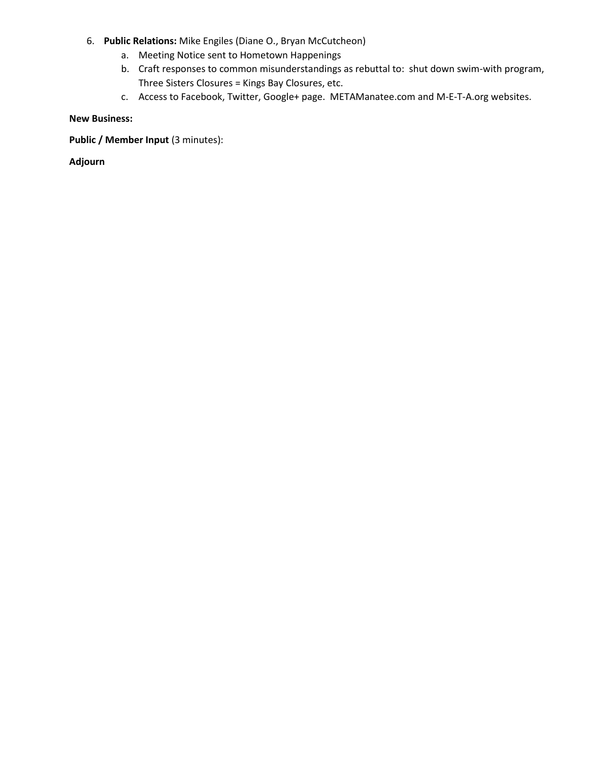6. **Public Relations:** Mike Engiles (Diane O., Bryan McCutcheon)
    a. Meeting Notice sent to Hometown Happenings
    b. Craft responses to common misunderstandings as rebuttal to: shut down swim-with program, Three Sisters Closures = Kings Bay Closures, etc.
    c. Access to Facebook, Twitter, Google+ page. METAManatee.com and M-E-T-A.org websites.

**New Business:**

**Public / Member Input** (3 minutes):

**Adjourn**